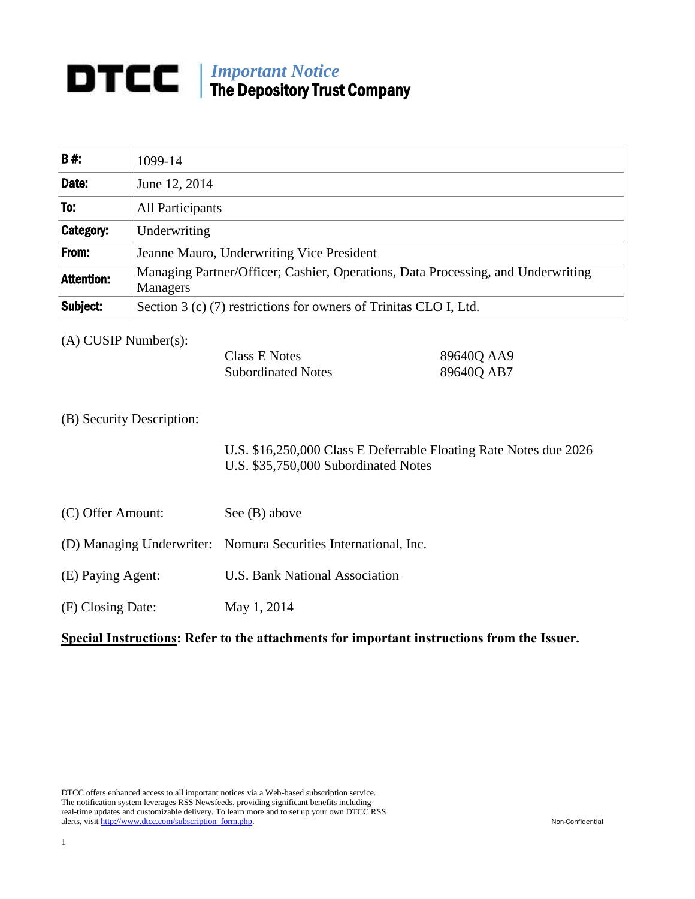# DTCC | *Important Notice*
## The Depository Trust Company

| | |
|---|---|
| **B #:** | 1099-14 |
| **Date:** | June 12, 2014 |
| **To:** | All Participants |
| **Category:** | Underwriting |
| **From:** | Jeanne Mauro, Underwriting Vice President |
| **Attention:** | Managing Partner/Officer; Cashier, Operations, Data Processing, and Underwriting Managers |
| **Subject:** | Section 3 (c) (7) restrictions for owners of Trinitas CLO I, Ltd. |

(A) CUSIP Number(s):

| | |
|---|---|
| Class E Notes | 89640Q AA9 |
| Subordinated Notes | 89640Q AB7 |

(B) Security Description:

U.S. $16,250,000 Class E Deferrable Floating Rate Notes due 2026
U.S. $35,750,000 Subordinated Notes

(C) Offer Amount: See (B) above

(D) Managing Underwriter: Nomura Securities International, Inc.

(E) Paying Agent: U.S. Bank National Association

(F) Closing Date: May 1, 2014

**<u>Special Instructions</u>: Refer to the attachments for important instructions from the Issuer.**

DTCC offers enhanced access to all important notices via a Web-based subscription service. The notification system leverages RSS Newsfeeds, providing significant benefits including real-time updates and customizable delivery. To learn more and to set up your own DTCC RSS alerts, visit http://www.dtcc.com/subscription_form.php.

Non-Confidential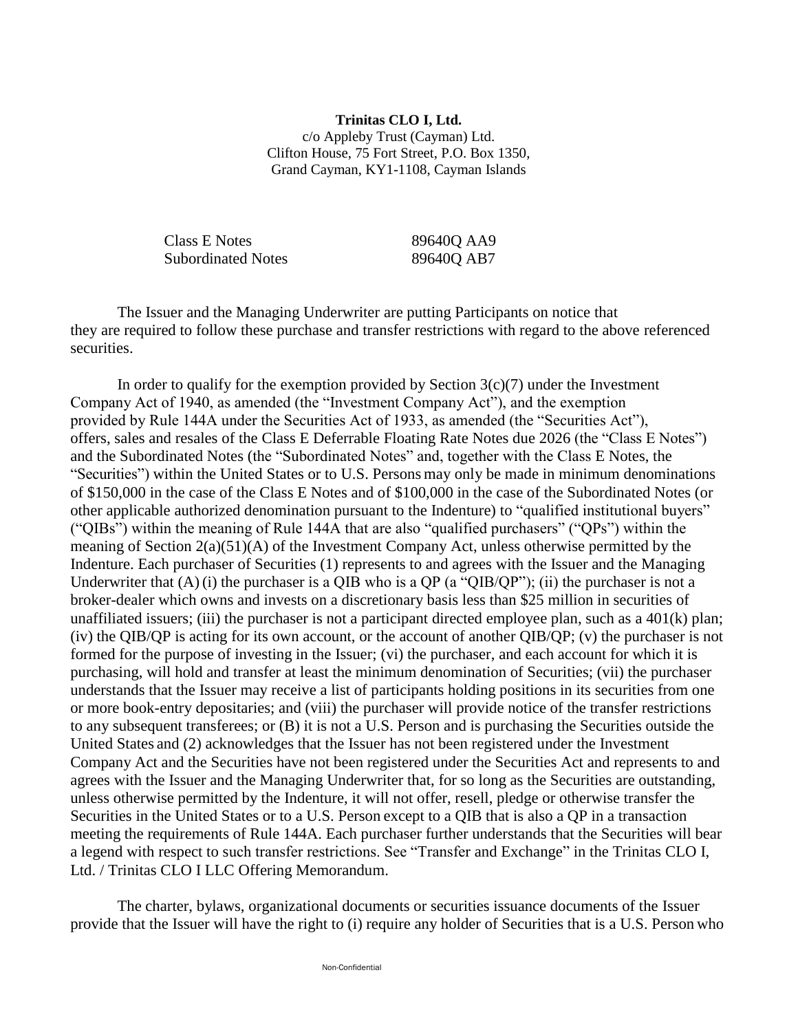**Trinitas CLO I, Ltd.**
c/o Appleby Trust (Cayman) Ltd.
Clifton House, 75 Fort Street, P.O. Box 1350,
Grand Cayman, KY1-1108, Cayman Islands

| | |
|---|---|
| Class E Notes | 89640Q AA9 |
| Subordinated Notes | 89640Q AB7 |

The Issuer and the Managing Underwriter are putting Participants on notice that they are required to follow these purchase and transfer restrictions with regard to the above referenced securities.

In order to qualify for the exemption provided by Section 3(c)(7) under the Investment Company Act of 1940, as amended (the "Investment Company Act"), and the exemption provided by Rule 144A under the Securities Act of 1933, as amended (the "Securities Act"), offers, sales and resales of the Class E Deferrable Floating Rate Notes due 2026 (the "Class E Notes") and the Subordinated Notes (the "Subordinated Notes" and, together with the Class E Notes, the "Securities") within the United States or to U.S. Persons may only be made in minimum denominations of $150,000 in the case of the Class E Notes and of $100,000 in the case of the Subordinated Notes (or other applicable authorized denomination pursuant to the Indenture) to "qualified institutional buyers" ("QIBs") within the meaning of Rule 144A that are also "qualified purchasers" ("QPs") within the meaning of Section 2(a)(51)(A) of the Investment Company Act, unless otherwise permitted by the Indenture. Each purchaser of Securities (1) represents to and agrees with the Issuer and the Managing Underwriter that (A) (i) the purchaser is a QIB who is a QP (a "QIB/QP"); (ii) the purchaser is not a broker-dealer which owns and invests on a discretionary basis less than $25 million in securities of unaffiliated issuers; (iii) the purchaser is not a participant directed employee plan, such as a 401(k) plan; (iv) the QIB/QP is acting for its own account, or the account of another QIB/QP; (v) the purchaser is not formed for the purpose of investing in the Issuer; (vi) the purchaser, and each account for which it is purchasing, will hold and transfer at least the minimum denomination of Securities; (vii) the purchaser understands that the Issuer may receive a list of participants holding positions in its securities from one or more book-entry depositaries; and (viii) the purchaser will provide notice of the transfer restrictions to any subsequent transferees; or (B) it is not a U.S. Person and is purchasing the Securities outside the United States and (2) acknowledges that the Issuer has not been registered under the Investment Company Act and the Securities have not been registered under the Securities Act and represents to and agrees with the Issuer and the Managing Underwriter that, for so long as the Securities are outstanding, unless otherwise permitted by the Indenture, it will not offer, resell, pledge or otherwise transfer the Securities in the United States or to a U.S. Person except to a QIB that is also a QP in a transaction meeting the requirements of Rule 144A. Each purchaser further understands that the Securities will bear a legend with respect to such transfer restrictions. See "Transfer and Exchange" in the Trinitas CLO I, Ltd. / Trinitas CLO I LLC Offering Memorandum.

The charter, bylaws, organizational documents or securities issuance documents of the Issuer provide that the Issuer will have the right to (i) require any holder of Securities that is a U.S. Person who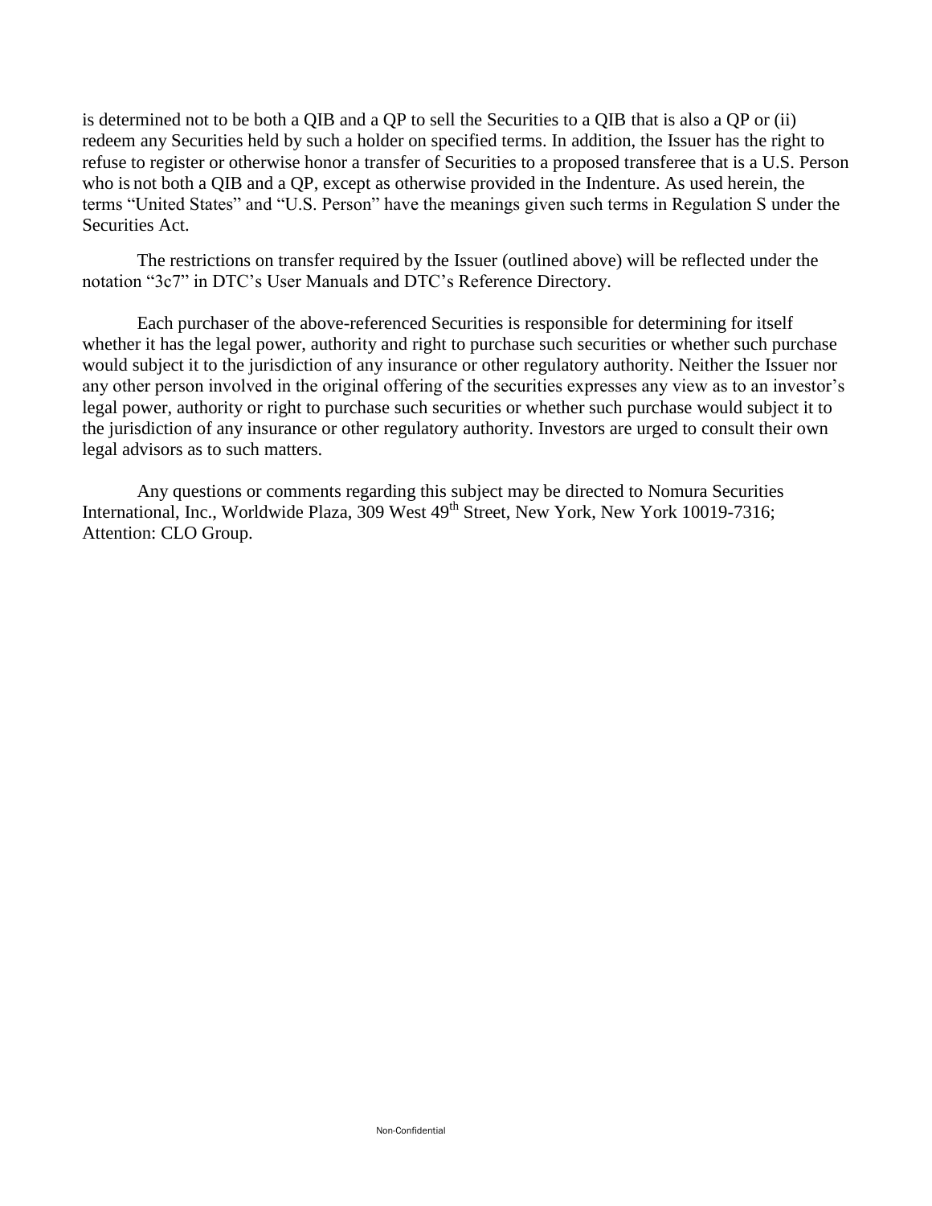is determined not to be both a QIB and a QP to sell the Securities to a QIB that is also a QP or (ii) redeem any Securities held by such a holder on specified terms. In addition, the Issuer has the right to refuse to register or otherwise honor a transfer of Securities to a proposed transferee that is a U.S. Person who is not both a QIB and a QP, except as otherwise provided in the Indenture. As used herein, the terms "United States" and "U.S. Person" have the meanings given such terms in Regulation S under the Securities Act.

The restrictions on transfer required by the Issuer (outlined above) will be reflected under the notation "3c7" in DTC's User Manuals and DTC's Reference Directory.

Each purchaser of the above-referenced Securities is responsible for determining for itself whether it has the legal power, authority and right to purchase such securities or whether such purchase would subject it to the jurisdiction of any insurance or other regulatory authority. Neither the Issuer nor any other person involved in the original offering of the securities expresses any view as to an investor's legal power, authority or right to purchase such securities or whether such purchase would subject it to the jurisdiction of any insurance or other regulatory authority. Investors are urged to consult their own legal advisors as to such matters.

Any questions or comments regarding this subject may be directed to Nomura Securities International, Inc., Worldwide Plaza, 309 West 49th Street, New York, New York 10019-7316; Attention: CLO Group.

Non-Confidential